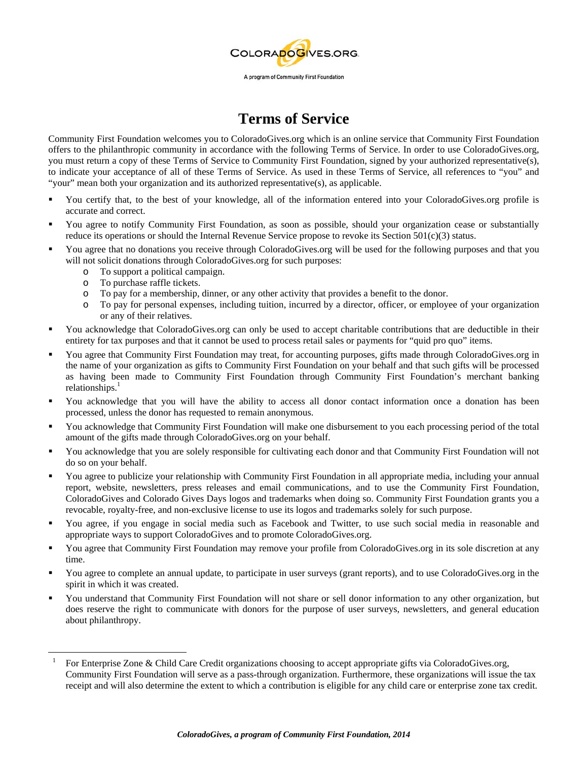COLORADOGIVES.ORG

A program of Community First Foundation

# Terms of Service

Community First Foundation welcomes you to ColoradoGives.org which is an online service that Community First Foundation offers to the philanthropic community in accordance with the following Terms of Service. In order to use ColoradoGives.org, you must return a copy of these Terms of Service to Community First Foundation, signed by your authorized representative(s), to indicate your acceptance of all of these Terms of Service. As used in these Terms of Service, all references to "you" and "your" mean both your organization and its authorized representative(s), as applicable.

- You certify that, to the best of your knowledge, all of the information entered into your ColoradoGives.org profile is accurate and correct.
- You agree to notify Community First Foundation, as soon as possible, should your organization cease or substantially reduce its operations or should the Internal Revenue Service propose to revoke its Section 501(c)(3) status.
- You agree that no donations you receive through ColoradoGives.org will be used for the following purposes and that you will not solicit donations through ColoradoGives.org for such purposes:
  - To support a political campaign.
  - To purchase raffle tickets.
  - To pay for a membership, dinner, or any other activity that provides a benefit to the donor.
  - To pay for personal expenses, including tuition, incurred by a director, officer, or employee of your organization or any of their relatives.
- You acknowledge that ColoradoGives.org can only be used to accept charitable contributions that are deductible in their entirety for tax purposes and that it cannot be used to process retail sales or payments for "quid pro quo" items.
- You agree that Community First Foundation may treat, for accounting purposes, gifts made through ColoradoGives.org in the name of your organization as gifts to Community First Foundation on your behalf and that such gifts will be processed as having been made to Community First Foundation through Community First Foundation's merchant banking relationships.[1]
- You acknowledge that you will have the ability to access all donor contact information once a donation has been processed, unless the donor has requested to remain anonymous.
- You acknowledge that Community First Foundation will make one disbursement to you each processing period of the total amount of the gifts made through ColoradoGives.org on your behalf.
- You acknowledge that you are solely responsible for cultivating each donor and that Community First Foundation will not do so on your behalf.
- You agree to publicize your relationship with Community First Foundation in all appropriate media, including your annual report, website, newsletters, press releases and email communications, and to use the Community First Foundation, ColoradoGives and Colorado Gives Days logos and trademarks when doing so. Community First Foundation grants you a revocable, royalty-free, and non-exclusive license to use its logos and trademarks solely for such purpose.
- You agree, if you engage in social media such as Facebook and Twitter, to use such social media in reasonable and appropriate ways to support ColoradoGives and to promote ColoradoGives.org.
- You agree that Community First Foundation may remove your profile from ColoradoGives.org in its sole discretion at any time.
- You agree to complete an annual update, to participate in user surveys (grant reports), and to use ColoradoGives.org in the spirit in which it was created.
- You understand that Community First Foundation will not share or sell donor information to any other organization, but does reserve the right to communicate with donors for the purpose of user surveys, newsletters, and general education about philanthropy.

[1] For Enterprise Zone & Child Care Credit organizations choosing to accept appropriate gifts via ColoradoGives.org, Community First Foundation will serve as a pass-through organization. Furthermore, these organizations will issue the tax receipt and will also determine the extent to which a contribution is eligible for any child care or enterprise zone tax credit.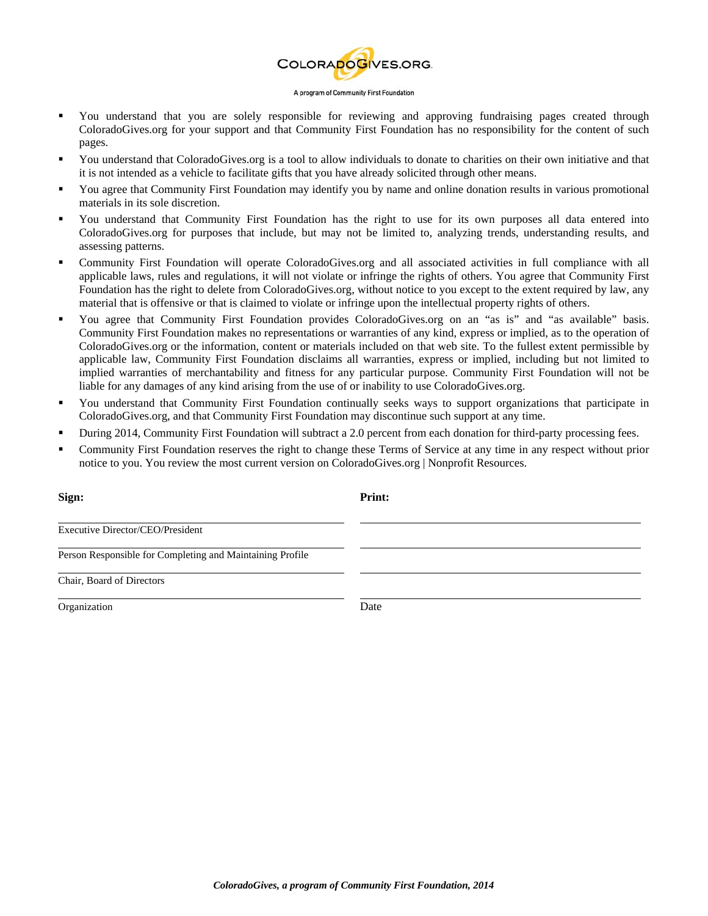COLORADOGIVES.ORG

A program of Community First Foundation

- You understand that you are solely responsible for reviewing and approving fundraising pages created through ColoradoGives.org for your support and that Community First Foundation has no responsibility for the content of such pages.
- You understand that ColoradoGives.org is a tool to allow individuals to donate to charities on their own initiative and that it is not intended as a vehicle to facilitate gifts that you have already solicited through other means.
- You agree that Community First Foundation may identify you by name and online donation results in various promotional materials in its sole discretion.
- You understand that Community First Foundation has the right to use for its own purposes all data entered into ColoradoGives.org for purposes that include, but may not be limited to, analyzing trends, understanding results, and assessing patterns.
- Community First Foundation will operate ColoradoGives.org and all associated activities in full compliance with all applicable laws, rules and regulations, it will not violate or infringe the rights of others. You agree that Community First Foundation has the right to delete from ColoradoGives.org, without notice to you except to the extent required by law, any material that is offensive or that is claimed to violate or infringe upon the intellectual property rights of others.
- You agree that Community First Foundation provides ColoradoGives.org on an "as is" and "as available" basis. Community First Foundation makes no representations or warranties of any kind, express or implied, as to the operation of ColoradoGives.org or the information, content or materials included on that web site. To the fullest extent permissible by applicable law, Community First Foundation disclaims all warranties, express or implied, including but not limited to implied warranties of merchantability and fitness for any particular purpose. Community First Foundation will not be liable for any damages of any kind arising from the use of or inability to use ColoradoGives.org.
- You understand that Community First Foundation continually seeks ways to support organizations that participate in ColoradoGives.org, and that Community First Foundation may discontinue such support at any time.
- During 2014, Community First Foundation will subtract a 2.0 percent from each donation for third-party processing fees.
- Community First Foundation reserves the right to change these Terms of Service at any time in any respect without prior notice to you. You review the most current version on ColoradoGives.org | Nonprofit Resources.

**Sign:** **Print:**

| | |
|---|---|
| Executive Director/CEO/President | |
| Person Responsible for Completing and Maintaining Profile | |
| Chair, Board of Directors | |
| Organization | Date |

***ColoradoGives, a program of Community First Foundation, 2014***